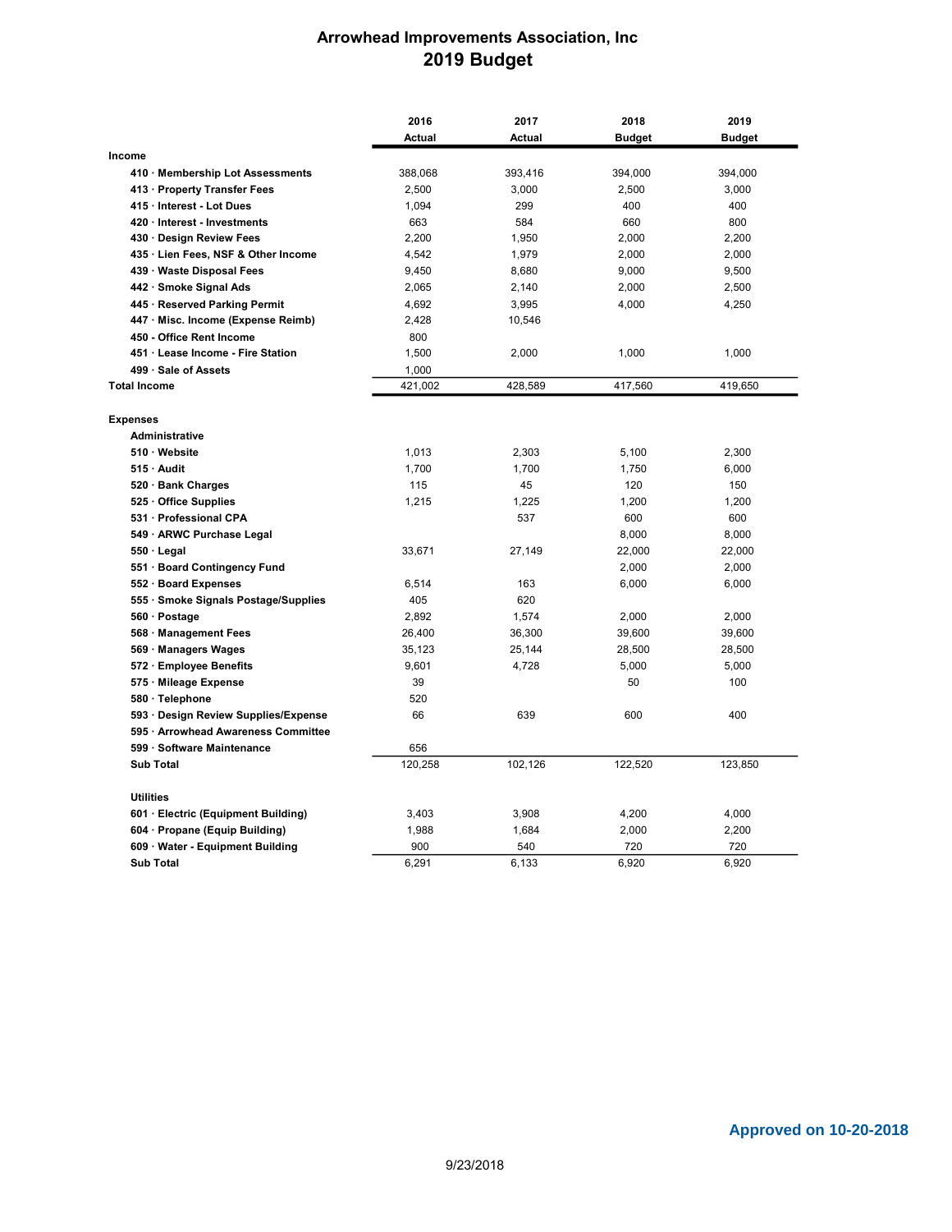# Arrowhead Improvements Association, Inc
## 2019 Budget

| | 2016 Actual | 2017 Actual | 2018 Budget | 2019 Budget |
|---|---|---|---|---|
| **Income** | | | | |
| **410 · Membership Lot Assessments** | 388,068 | 393,416 | 394,000 | 394,000 |
| **413 · Property Transfer Fees** | 2,500 | 3,000 | 2,500 | 3,000 |
| **415 · Interest - Lot Dues** | 1,094 | 299 | 400 | 400 |
| **420 · Interest - Investments** | 663 | 584 | 660 | 800 |
| **430 · Design Review Fees** | 2,200 | 1,950 | 2,000 | 2,200 |
| **435 · Lien Fees, NSF & Other Income** | 4,542 | 1,979 | 2,000 | 2,000 |
| **439 · Waste Disposal Fees** | 9,450 | 8,680 | 9,000 | 9,500 |
| **442 · Smoke Signal Ads** | 2,065 | 2,140 | 2,000 | 2,500 |
| **445 · Reserved Parking Permit** | 4,692 | 3,995 | 4,000 | 4,250 |
| **447 · Misc. Income (Expense Reimb)** | 2,428 | 10,546 | | |
| **450 - Office Rent Income** | 800 | | | |
| **451 · Lease Income - Fire Station** | 1,500 | 2,000 | 1,000 | 1,000 |
| **499 · Sale of Assets** | 1,000 | | | |
| **Total Income** | 421,002 | 428,589 | 417,560 | 419,650 |
| | | | | |
| **Expenses** | | | | |
| **Administrative** | | | | |
| **510 · Website** | 1,013 | 2,303 | 5,100 | 2,300 |
| **515 · Audit** | 1,700 | 1,700 | 1,750 | 6,000 |
| **520 · Bank Charges** | 115 | 45 | 120 | 150 |
| **525 · Office Supplies** | 1,215 | 1,225 | 1,200 | 1,200 |
| **531 · Professional CPA** | | 537 | 600 | 600 |
| **549 · ARWC Purchase Legal** | | | 8,000 | 8,000 |
| **550 · Legal** | 33,671 | 27,149 | 22,000 | 22,000 |
| **551 · Board Contingency Fund** | | | 2,000 | 2,000 |
| **552 · Board Expenses** | 6,514 | 163 | 6,000 | 6,000 |
| **555 · Smoke Signals Postage/Supplies** | 405 | 620 | | |
| **560 · Postage** | 2,892 | 1,574 | 2,000 | 2,000 |
| **568 · Management Fees** | 26,400 | 36,300 | 39,600 | 39,600 |
| **569 · Managers Wages** | 35,123 | 25,144 | 28,500 | 28,500 |
| **572 · Employee Benefits** | 9,601 | 4,728 | 5,000 | 5,000 |
| **575 · Mileage Expense** | 39 | | 50 | 100 |
| **580 · Telephone** | 520 | | | |
| **593 · Design Review Supplies/Expense** | 66 | 639 | 600 | 400 |
| **595 · Arrowhead Awareness Committee** | | | | |
| **599 · Software Maintenance** | 656 | | | |
| **Sub Total** | 120,258 | 102,126 | 122,520 | 123,850 |
| | | | | |
| **Utilities** | | | | |
| **601 · Electric (Equipment Building)** | 3,403 | 3,908 | 4,200 | 4,000 |
| **604 · Propane (Equip Building)** | 1,988 | 1,684 | 2,000 | 2,200 |
| **609 · Water - Equipment Building** | 900 | 540 | 720 | 720 |
| **Sub Total** | 6,291 | 6,133 | 6,920 | 6,920 |

**Approved on 10-20-2018**

9/23/2018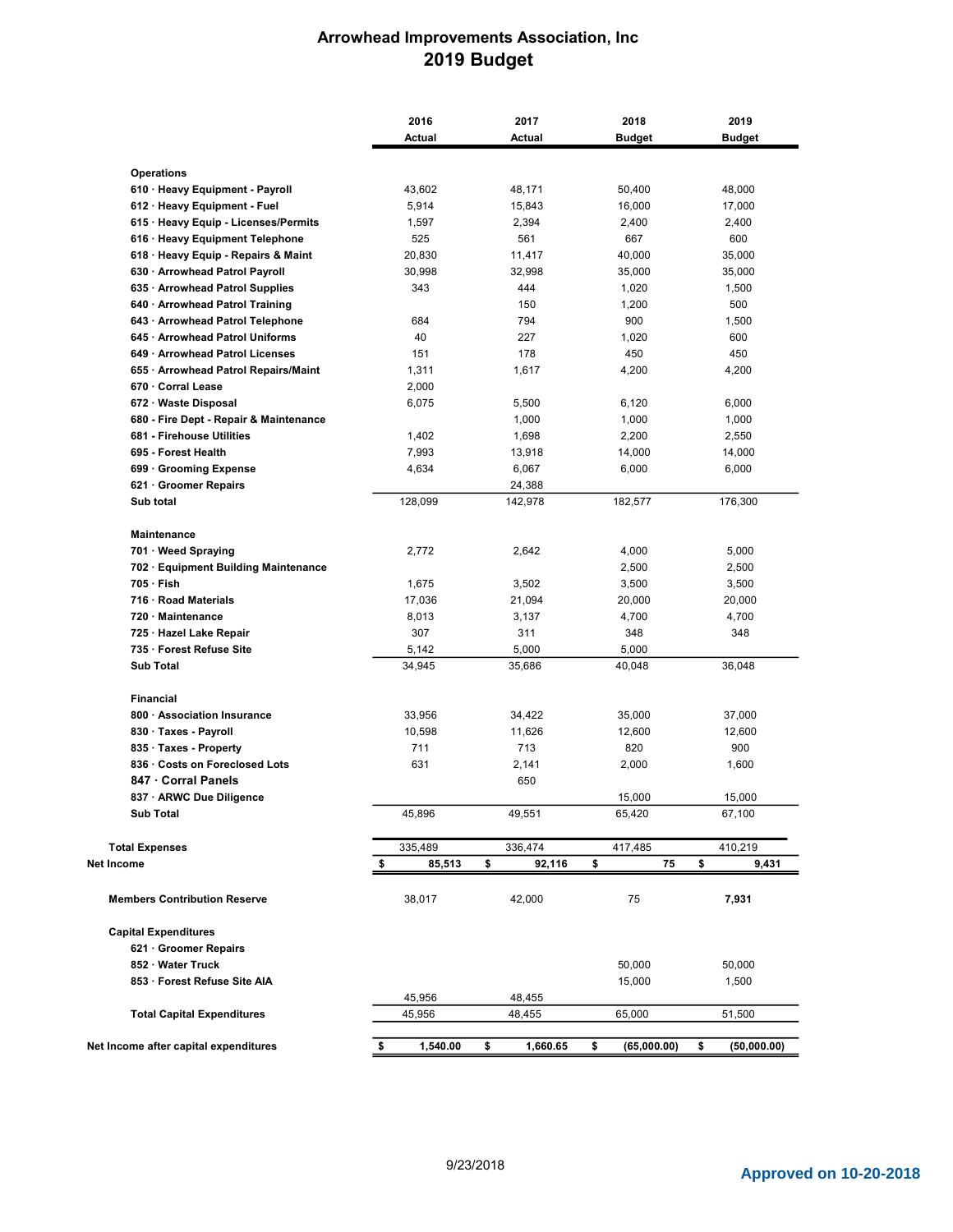# Arrowhead Improvements Association, Inc
## 2019 Budget

| | 2016 Actual | 2017 Actual | 2018 Budget | 2019 Budget |
|---|---|---|---|---|
| **Operations** | | | | |
| **610 · Heavy Equipment - Payroll** | 43,602 | 48,171 | 50,400 | 48,000 |
| **612 · Heavy Equipment - Fuel** | 5,914 | 15,843 | 16,000 | 17,000 |
| **615 · Heavy Equip - Licenses/Permits** | 1,597 | 2,394 | 2,400 | 2,400 |
| **616 · Heavy Equipment Telephone** | 525 | 561 | 667 | 600 |
| **618 · Heavy Equip - Repairs & Maint** | 20,830 | 11,417 | 40,000 | 35,000 |
| **630 · Arrowhead Patrol Payroll** | 30,998 | 32,998 | 35,000 | 35,000 |
| **635 · Arrowhead Patrol Supplies** | 343 | 444 | 1,020 | 1,500 |
| **640 · Arrowhead Patrol Training** | | 150 | 1,200 | 500 |
| **643 · Arrowhead Patrol Telephone** | 684 | 794 | 900 | 1,500 |
| **645 · Arrowhead Patrol Uniforms** | 40 | 227 | 1,020 | 600 |
| **649 · Arrowhead Patrol Licenses** | 151 | 178 | 450 | 450 |
| **655 · Arrowhead Patrol Repairs/Maint** | 1,311 | 1,617 | 4,200 | 4,200 |
| **670 · Corral Lease** | 2,000 | | | |
| **672 · Waste Disposal** | 6,075 | 5,500 | 6,120 | 6,000 |
| **680 - Fire Dept - Repair & Maintenance** | | 1,000 | 1,000 | 1,000 |
| **681 - Firehouse Utilities** | 1,402 | 1,698 | 2,200 | 2,550 |
| **695 - Forest Health** | 7,993 | 13,918 | 14,000 | 14,000 |
| **699 · Grooming Expense** | 4,634 | 6,067 | 6,000 | 6,000 |
| **621 · Groomer Repairs** | | 24,388 | | |
| **Sub total** | 128,099 | 142,978 | 182,577 | 176,300 |
| **Maintenance** | | | | |
| **701 · Weed Spraying** | 2,772 | 2,642 | 4,000 | 5,000 |
| **702 · Equipment Building Maintenance** | | | 2,500 | 2,500 |
| **705 · Fish** | 1,675 | 3,502 | 3,500 | 3,500 |
| **716 · Road Materials** | 17,036 | 21,094 | 20,000 | 20,000 |
| **720 · Maintenance** | 8,013 | 3,137 | 4,700 | 4,700 |
| **725 · Hazel Lake Repair** | 307 | 311 | 348 | 348 |
| **735 · Forest Refuse Site** | 5,142 | 5,000 | 5,000 | |
| **Sub Total** | 34,945 | 35,686 | 40,048 | 36,048 |
| **Financial** | | | | |
| **800 · Association Insurance** | 33,956 | 34,422 | 35,000 | 37,000 |
| **830 · Taxes - Payroll** | 10,598 | 11,626 | 12,600 | 12,600 |
| **835 · Taxes - Property** | 711 | 713 | 820 | 900 |
| **836 · Costs on Foreclosed Lots** | 631 | 2,141 | 2,000 | 1,600 |
| **847 · Corral Panels** | | 650 | | |
| **837 · ARWC Due Diligence** | | | 15,000 | 15,000 |
| **Sub Total** | 45,896 | 49,551 | 65,420 | 67,100 |
| **Total Expenses** | 335,489 | 336,474 | 417,485 | 410,219 |
| **Net Income** | **$ 85,513** | **$ 92,116** | **$ 75** | **$ 9,431** |
| **Members Contribution Reserve** | 38,017 | 42,000 | 75 | **7,931** |
| **Capital Expenditures** | | | | |
| **621 · Groomer Repairs** | | | | |
| **852 · Water Truck** | | | 50,000 | 50,000 |
| **853 · Forest Refuse Site AIA** | | | 15,000 | 1,500 |
| | 45,956 | 48,455 | | |
| **Total Capital Expenditures** | 45,956 | 48,455 | 65,000 | 51,500 |
| **Net Income after capital expenditures** | **$ 1,540.00** | **$ 1,660.65** | **$ (65,000.00)** | **$ (50,000.00)** |

9/23/2018

**Approved on 10-20-2018**